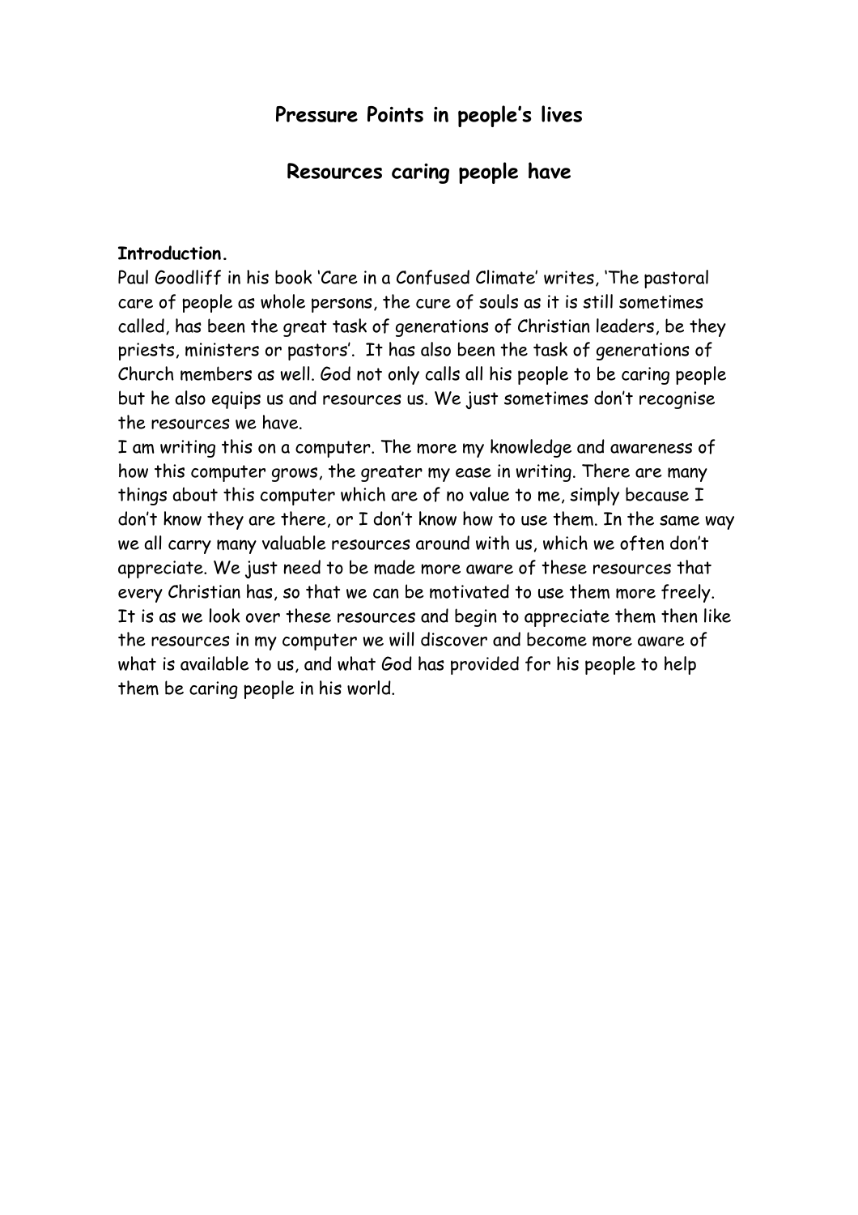## Pressure Points in people's lives

## Resources caring people have

**Introduction.**

Paul Goodliff in his book 'Care in a Confused Climate' writes, 'The pastoral care of people as whole persons, the cure of souls as it is still sometimes called, has been the great task of generations of Christian leaders, be they priests, ministers or pastors'. It has also been the task of generations of Church members as well. God not only calls all his people to be caring people but he also equips us and resources us. We just sometimes don't recognise the resources we have.

I am writing this on a computer. The more my knowledge and awareness of how this computer grows, the greater my ease in writing. There are many things about this computer which are of no value to me, simply because I don't know they are there, or I don't know how to use them. In the same way we all carry many valuable resources around with us, which we often don't appreciate. We just need to be made more aware of these resources that every Christian has, so that we can be motivated to use them more freely. It is as we look over these resources and begin to appreciate them then like the resources in my computer we will discover and become more aware of what is available to us, and what God has provided for his people to help them be caring people in his world.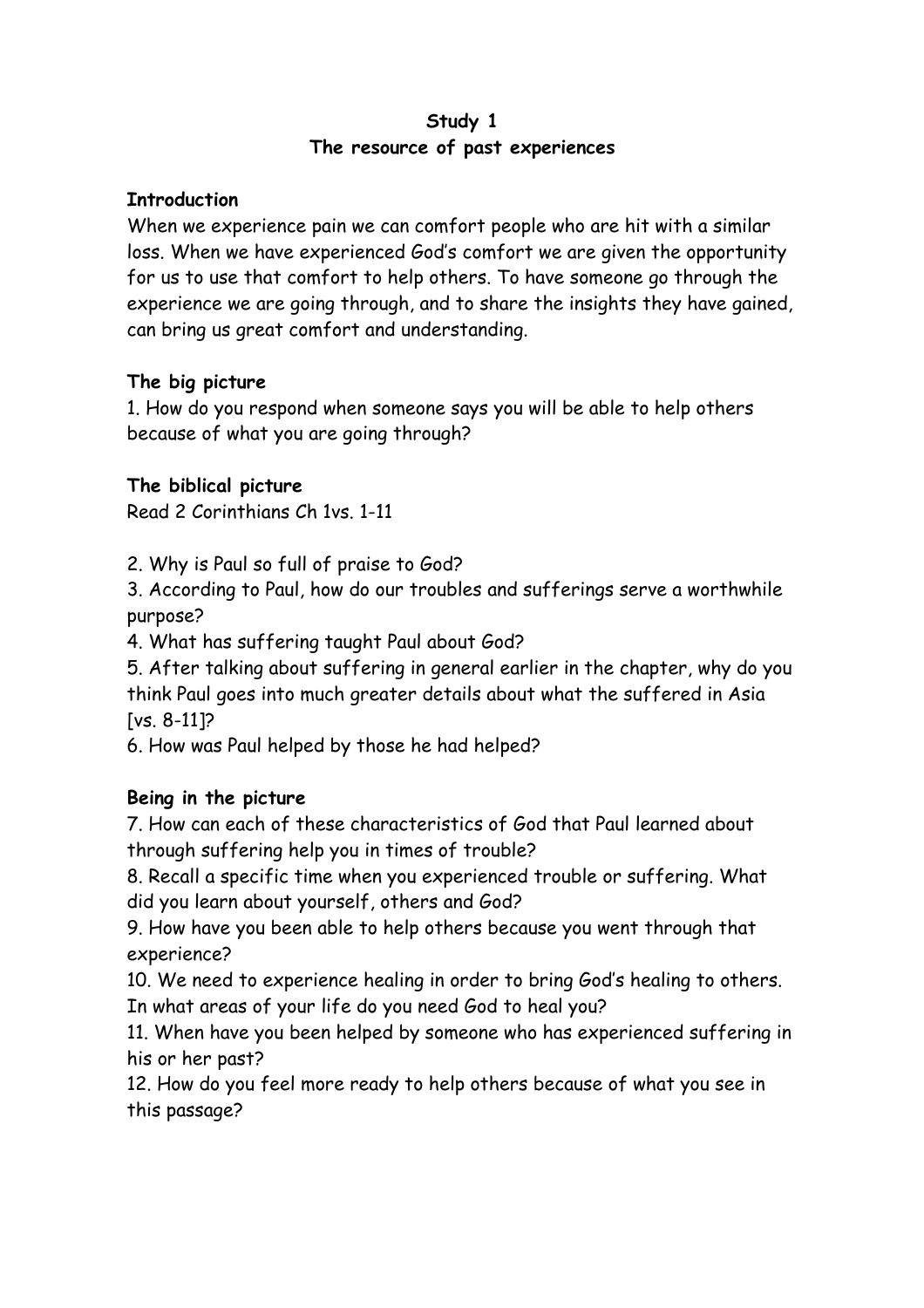## Study 1
## The resource of past experiences

**Introduction**

When we experience pain we can comfort people who are hit with a similar loss. When we have experienced God's comfort we are given the opportunity for us to use that comfort to help others. To have someone go through the experience we are going through, and to share the insights they have gained, can bring us great comfort and understanding.

**The big picture**

1. How do you respond when someone says you will be able to help others because of what you are going through?

**The biblical picture**

Read 2 Corinthians Ch 1vs. 1-11

2. Why is Paul so full of praise to God?
3. According to Paul, how do our troubles and sufferings serve a worthwhile purpose?
4. What has suffering taught Paul about God?
5. After talking about suffering in general earlier in the chapter, why do you think Paul goes into much greater details about what the suffered in Asia [vs. 8-11]?
6. How was Paul helped by those he had helped?

**Being in the picture**

7. How can each of these characteristics of God that Paul learned about through suffering help you in times of trouble?
8. Recall a specific time when you experienced trouble or suffering. What did you learn about yourself, others and God?
9. How have you been able to help others because you went through that experience?
10. We need to experience healing in order to bring God's healing to others. In what areas of your life do you need God to heal you?
11. When have you been helped by someone who has experienced suffering in his or her past?
12. How do you feel more ready to help others because of what you see in this passage?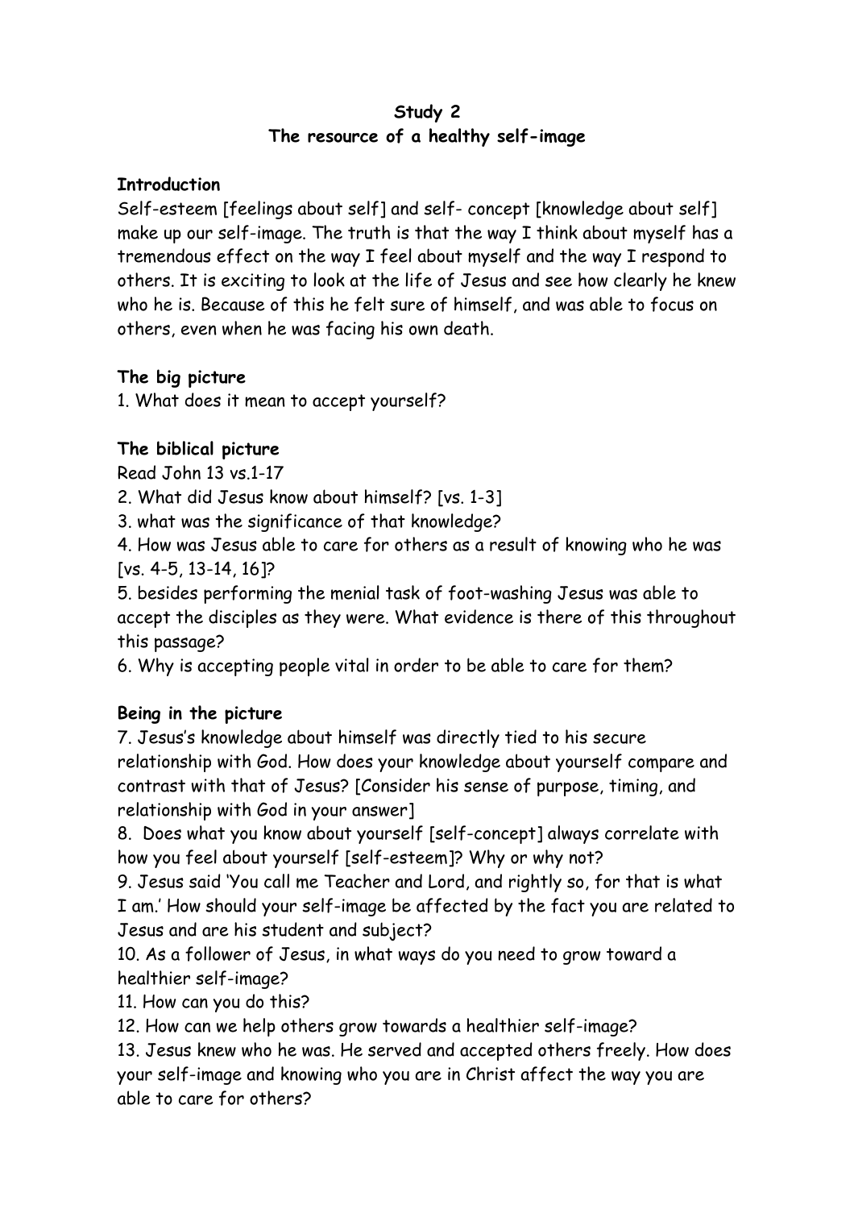**Study 2**
**The resource of a healthy self-image**

**Introduction**

Self-esteem [feelings about self] and self- concept [knowledge about self] make up our self-image. The truth is that the way I think about myself has a tremendous effect on the way I feel about myself and the way I respond to others. It is exciting to look at the life of Jesus and see how clearly he knew who he is. Because of this he felt sure of himself, and was able to focus on others, even when he was facing his own death.

**The big picture**

1. What does it mean to accept yourself?

**The biblical picture**

Read John 13 vs.1-17

2. What did Jesus know about himself? [vs. 1-3]
3. what was the significance of that knowledge?
4. How was Jesus able to care for others as a result of knowing who he was [vs. 4-5, 13-14, 16]?
5. besides performing the menial task of foot-washing Jesus was able to accept the disciples as they were. What evidence is there of this throughout this passage?
6. Why is accepting people vital in order to be able to care for them?

**Being in the picture**

7. Jesus's knowledge about himself was directly tied to his secure relationship with God. How does your knowledge about yourself compare and contrast with that of Jesus? [Consider his sense of purpose, timing, and relationship with God in your answer]
8. Does what you know about yourself [self-concept] always correlate with how you feel about yourself [self-esteem]? Why or why not?
9. Jesus said 'You call me Teacher and Lord, and rightly so, for that is what I am.' How should your self-image be affected by the fact you are related to Jesus and are his student and subject?
10. As a follower of Jesus, in what ways do you need to grow toward a healthier self-image?
11. How can you do this?
12. How can we help others grow towards a healthier self-image?
13. Jesus knew who he was. He served and accepted others freely. How does your self-image and knowing who you are in Christ affect the way you are able to care for others?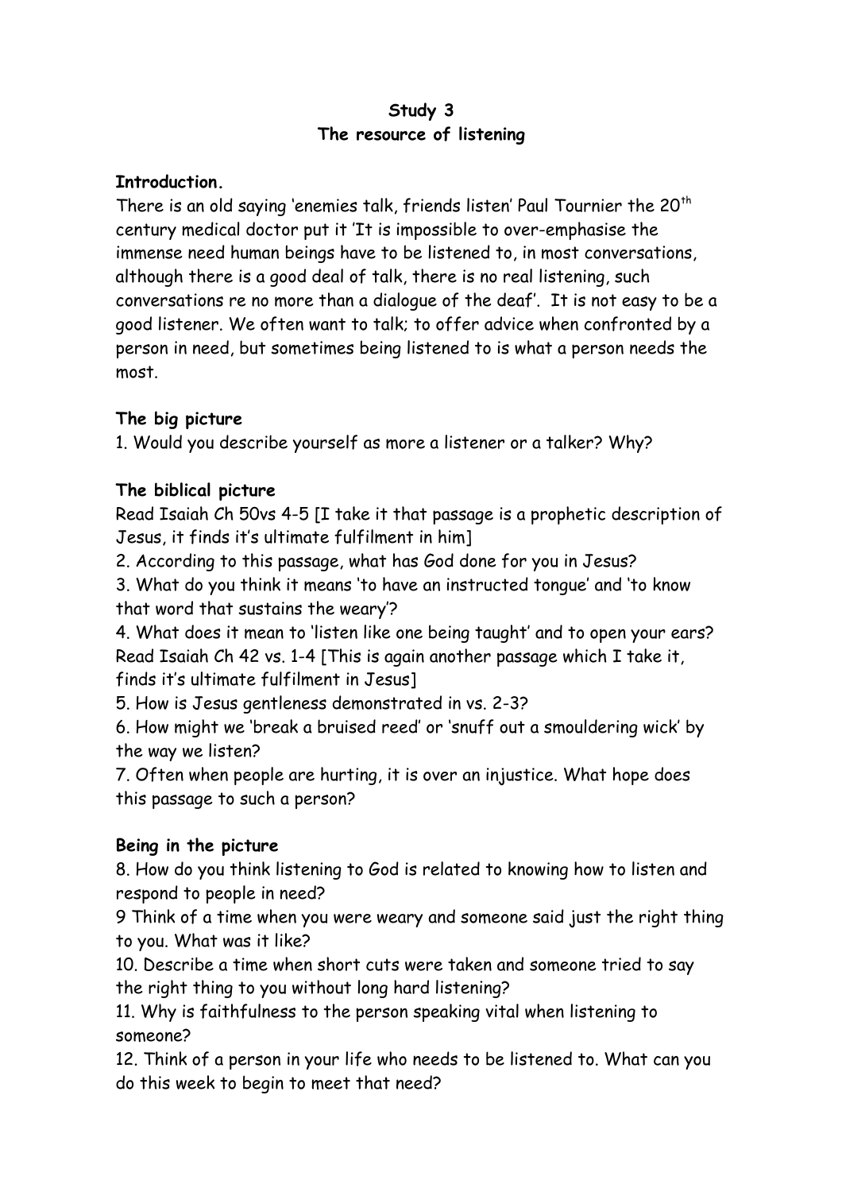**Study 3**
**The resource of listening**

**Introduction.**
There is an old saying 'enemies talk, friends listen' Paul Tournier the 20th century medical doctor put it 'It is impossible to over-emphasise the immense need human beings have to be listened to, in most conversations, although there is a good deal of talk, there is no real listening, such conversations re no more than a dialogue of the deaf'. It is not easy to be a good listener. We often want to talk; to offer advice when confronted by a person in need, but sometimes being listened to is what a person needs the most.

**The big picture**
1. Would you describe yourself as more a listener or a talker? Why?

**The biblical picture**
Read Isaiah Ch 50vs 4-5 [I take it that passage is a prophetic description of Jesus, it finds it's ultimate fulfilment in him]
2. According to this passage, what has God done for you in Jesus?
3. What do you think it means 'to have an instructed tongue' and 'to know that word that sustains the weary'?
4. What does it mean to 'listen like one being taught' and to open your ears?
Read Isaiah Ch 42 vs. 1-4 [This is again another passage which I take it, finds it's ultimate fulfilment in Jesus]
5. How is Jesus gentleness demonstrated in vs. 2-3?
6. How might we 'break a bruised reed' or 'snuff out a smouldering wick' by the way we listen?
7. Often when people are hurting, it is over an injustice. What hope does this passage to such a person?

**Being in the picture**
8. How do you think listening to God is related to knowing how to listen and respond to people in need?
9 Think of a time when you were weary and someone said just the right thing to you. What was it like?
10. Describe a time when short cuts were taken and someone tried to say the right thing to you without long hard listening?
11. Why is faithfulness to the person speaking vital when listening to someone?
12. Think of a person in your life who needs to be listened to. What can you do this week to begin to meet that need?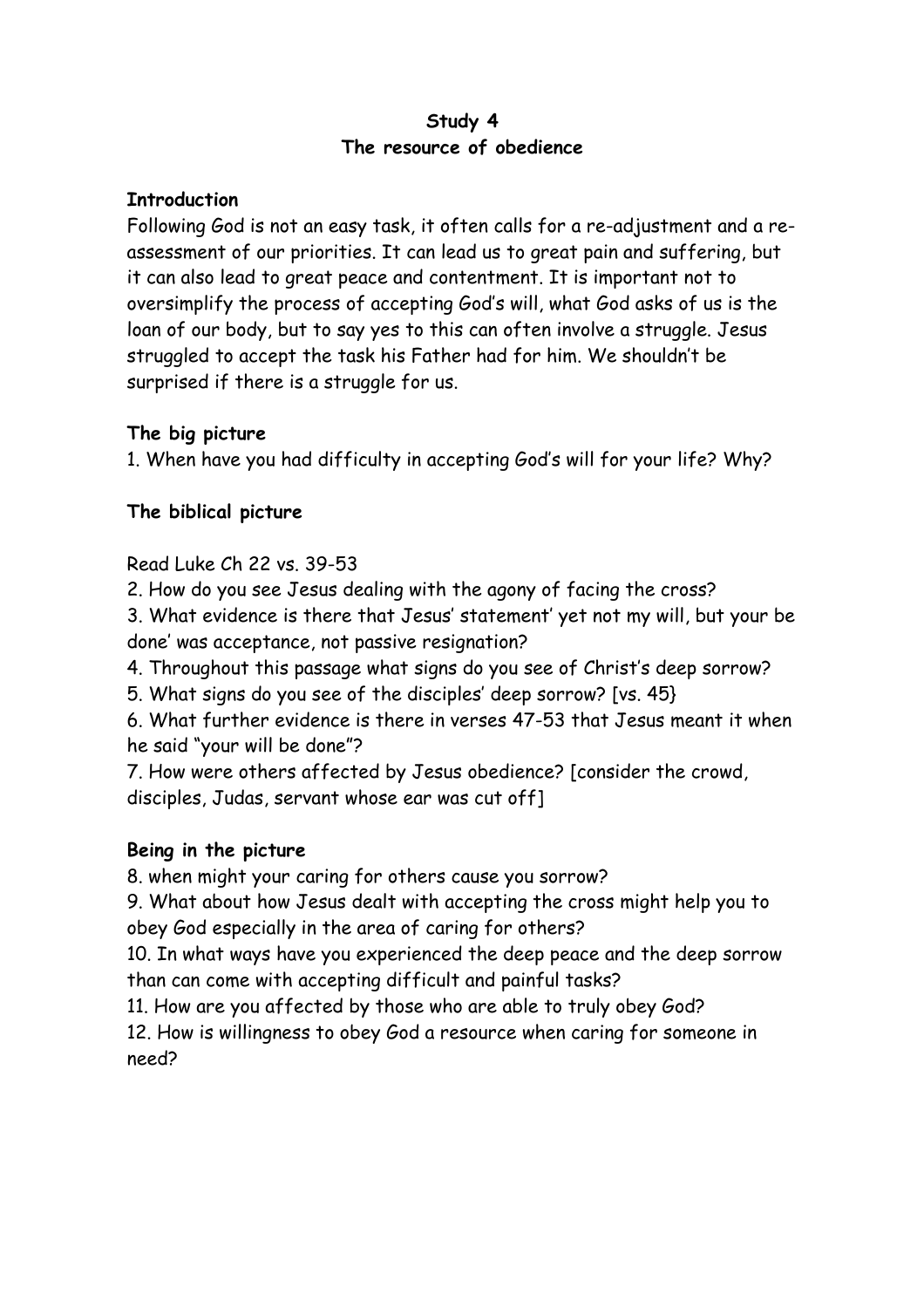**Study 4**
**The resource of obedience**

**Introduction**

Following God is not an easy task, it often calls for a re-adjustment and a re-assessment of our priorities. It can lead us to great pain and suffering, but it can also lead to great peace and contentment. It is important not to oversimplify the process of accepting God's will, what God asks of us is the loan of our body, but to say yes to this can often involve a struggle. Jesus struggled to accept the task his Father had for him. We shouldn't be surprised if there is a struggle for us.

**The big picture**

1. When have you had difficulty in accepting God's will for your life? Why?

**The biblical picture**

Read Luke Ch 22 vs. 39-53

2. How do you see Jesus dealing with the agony of facing the cross?
3. What evidence is there that Jesus' statement' yet not my will, but your be done' was acceptance, not passive resignation?
4. Throughout this passage what signs do you see of Christ's deep sorrow?
5. What signs do you see of the disciples' deep sorrow? [vs. 45}
6. What further evidence is there in verses 47-53 that Jesus meant it when he said "your will be done"?
7. How were others affected by Jesus obedience? [consider the crowd, disciples, Judas, servant whose ear was cut off]

**Being in the picture**

8. when might your caring for others cause you sorrow?
9. What about how Jesus dealt with accepting the cross might help you to obey God especially in the area of caring for others?
10. In what ways have you experienced the deep peace and the deep sorrow than can come with accepting difficult and painful tasks?
11. How are you affected by those who are able to truly obey God?
12. How is willingness to obey God a resource when caring for someone in need?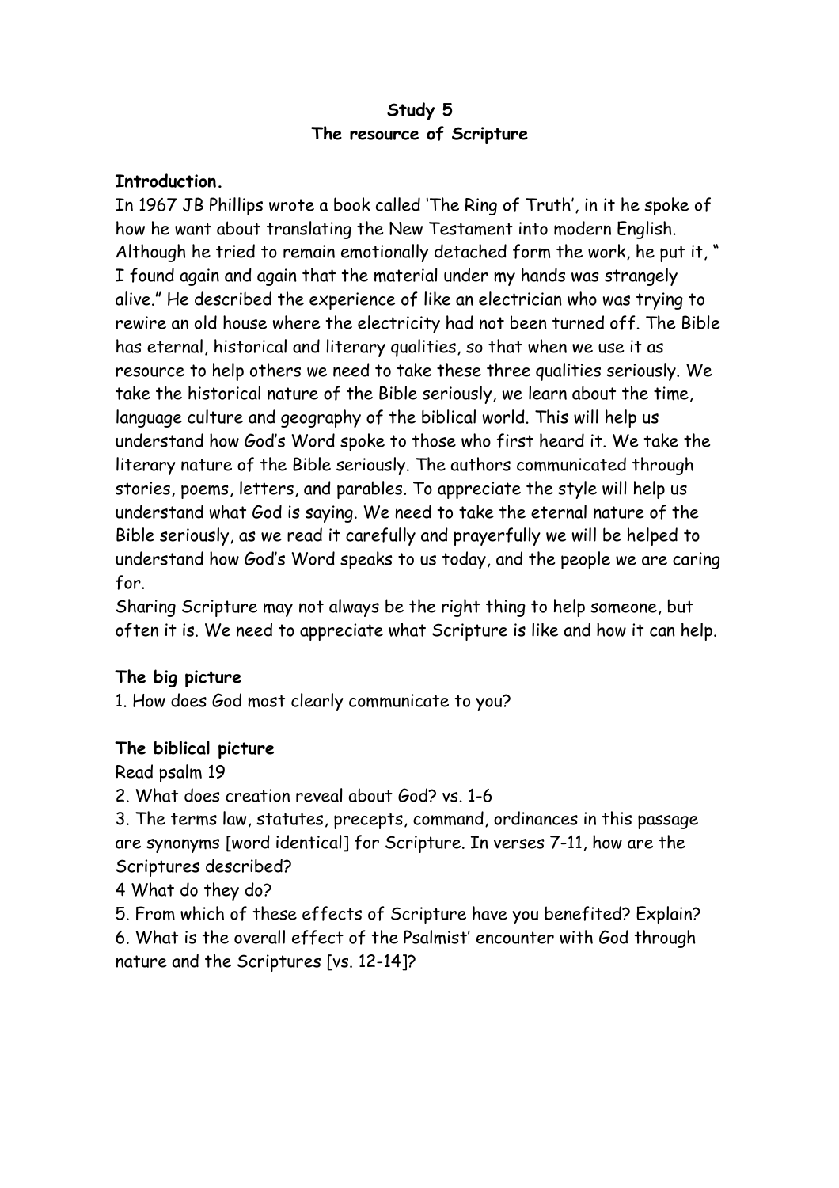**Study 5**
**The resource of Scripture**

**Introduction.**

In 1967 JB Phillips wrote a book called 'The Ring of Truth', in it he spoke of how he want about translating the New Testament into modern English. Although he tried to remain emotionally detached form the work, he put it, " I found again and again that the material under my hands was strangely alive." He described the experience of like an electrician who was trying to rewire an old house where the electricity had not been turned off. The Bible has eternal, historical and literary qualities, so that when we use it as resource to help others we need to take these three qualities seriously. We take the historical nature of the Bible seriously, we learn about the time, language culture and geography of the biblical world. This will help us understand how God's Word spoke to those who first heard it. We take the literary nature of the Bible seriously. The authors communicated through stories, poems, letters, and parables. To appreciate the style will help us understand what God is saying. We need to take the eternal nature of the Bible seriously, as we read it carefully and prayerfully we will be helped to understand how God's Word speaks to us today, and the people we are caring for.

Sharing Scripture may not always be the right thing to help someone, but often it is. We need to appreciate what Scripture is like and how it can help.

**The big picture**

1. How does God most clearly communicate to you?

**The biblical picture**

Read psalm 19

2. What does creation reveal about God? vs. 1-6

3. The terms law, statutes, precepts, command, ordinances in this passage are synonyms [word identical] for Scripture. In verses 7-11, how are the Scriptures described?

4 What do they do?

5. From which of these effects of Scripture have you benefited? Explain?

6. What is the overall effect of the Psalmist' encounter with God through nature and the Scriptures [vs. 12-14]?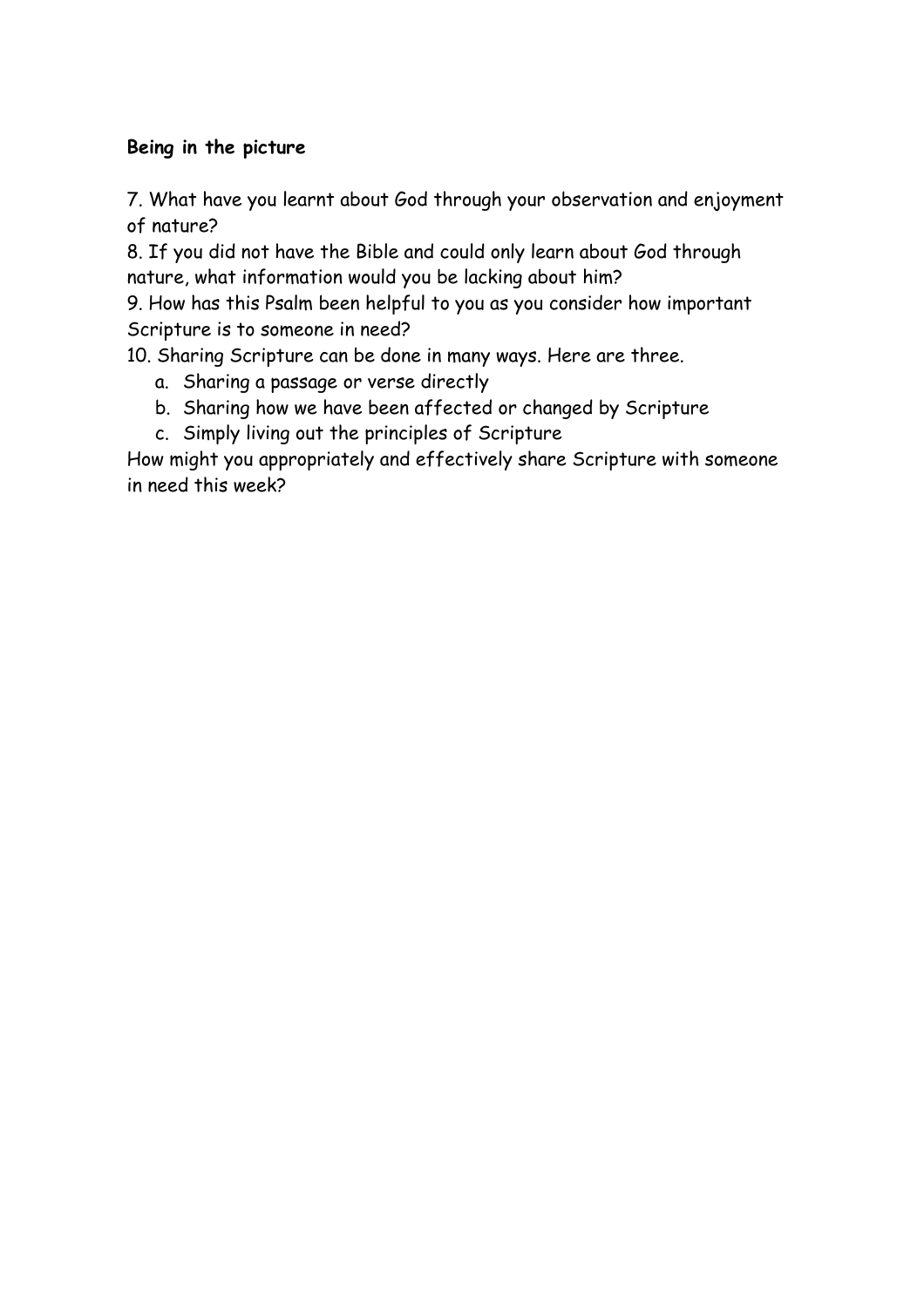**Being in the picture**

7. What have you learnt about God through your observation and enjoyment of nature?

8. If you did not have the Bible and could only learn about God through nature, what information would you be lacking about him?

9. How has this Psalm been helpful to you as you consider how important Scripture is to someone in need?

10. Sharing Scripture can be done in many ways. Here are three.

   a. Sharing a passage or verse directly
   b. Sharing how we have been affected or changed by Scripture
   c. Simply living out the principles of Scripture

How might you appropriately and effectively share Scripture with someone in need this week?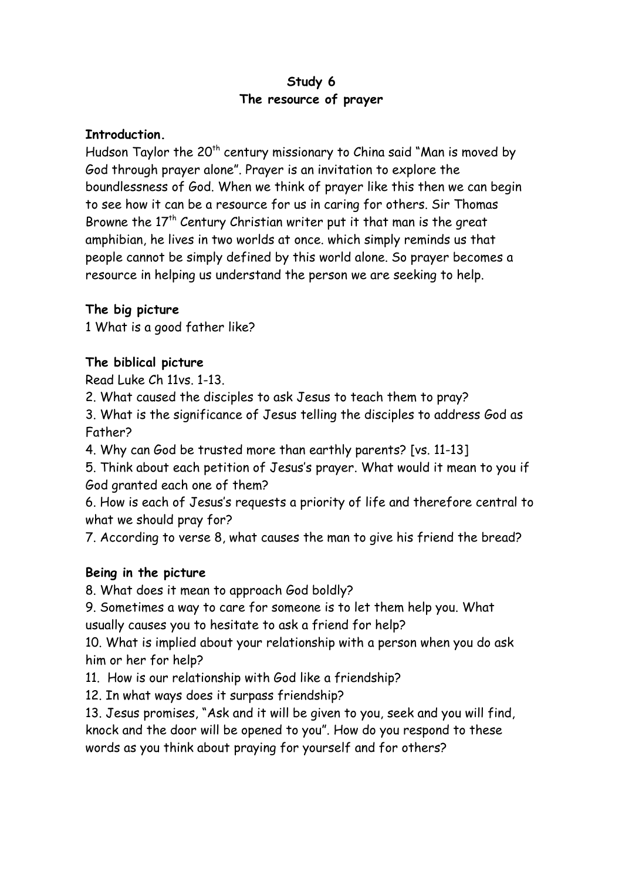**Study 6**
**The resource of prayer**

**Introduction.**
Hudson Taylor the 20th century missionary to China said "Man is moved by God through prayer alone". Prayer is an invitation to explore the boundlessness of God. When we think of prayer like this then we can begin to see how it can be a resource for us in caring for others. Sir Thomas Browne the 17th Century Christian writer put it that man is the great amphibian, he lives in two worlds at once. which simply reminds us that people cannot be simply defined by this world alone. So prayer becomes a resource in helping us understand the person we are seeking to help.

**The big picture**
1 What is a good father like?

**The biblical picture**
Read Luke Ch 11vs. 1-13.
2. What caused the disciples to ask Jesus to teach them to pray?
3. What is the significance of Jesus telling the disciples to address God as Father?
4. Why can God be trusted more than earthly parents? [vs. 11-13]
5. Think about each petition of Jesus's prayer. What would it mean to you if God granted each one of them?
6. How is each of Jesus's requests a priority of life and therefore central to what we should pray for?
7. According to verse 8, what causes the man to give his friend the bread?

**Being in the picture**
8. What does it mean to approach God boldly?
9. Sometimes a way to care for someone is to let them help you. What usually causes you to hesitate to ask a friend for help?
10. What is implied about your relationship with a person when you do ask him or her for help?
11. How is our relationship with God like a friendship?
12. In what ways does it surpass friendship?
13. Jesus promises, "Ask and it will be given to you, seek and you will find, knock and the door will be opened to you". How do you respond to these words as you think about praying for yourself and for others?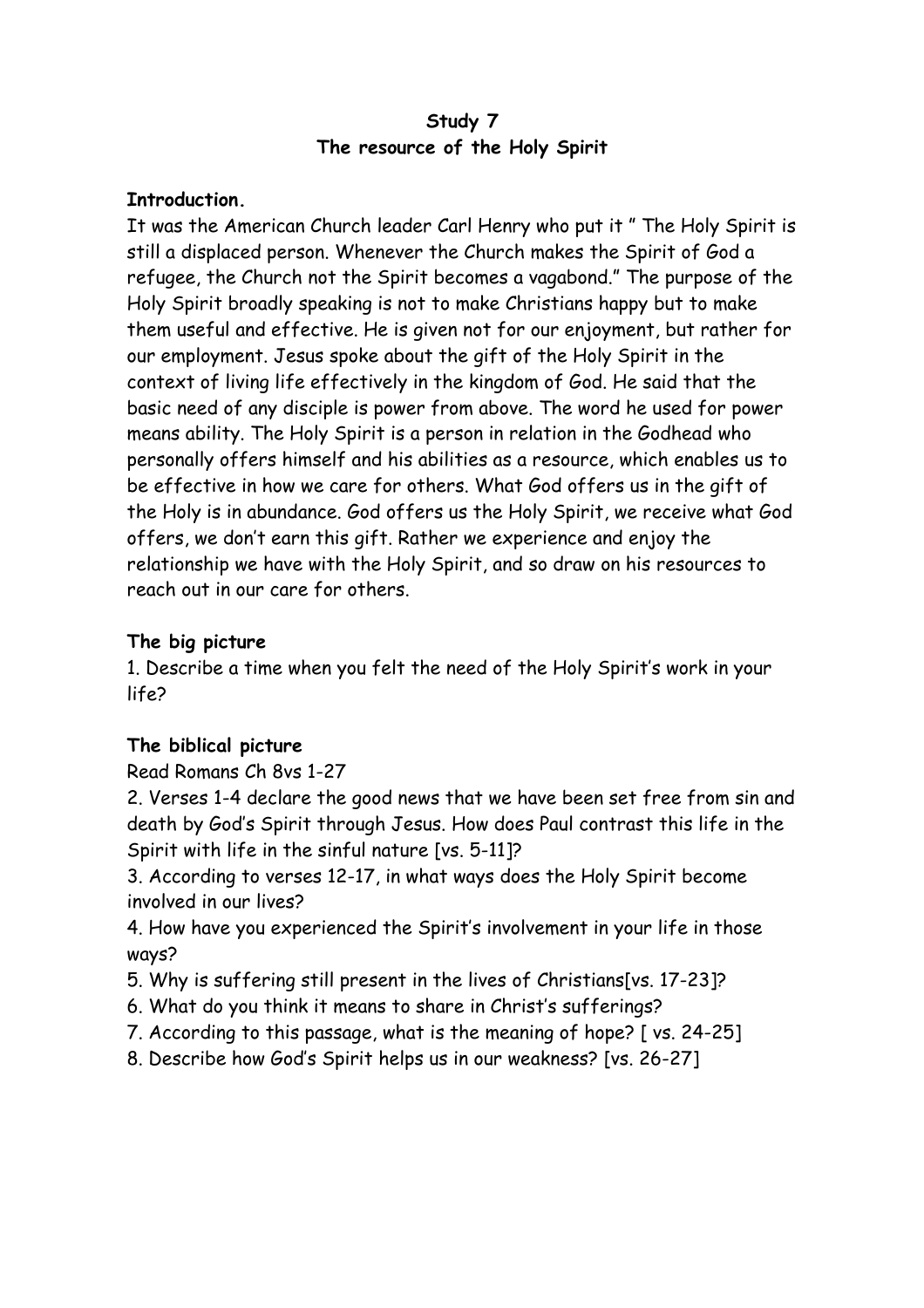**Study 7**
**The resource of the Holy Spirit**

**Introduction.**
It was the American Church leader Carl Henry who put it " The Holy Spirit is still a displaced person. Whenever the Church makes the Spirit of God a refugee, the Church not the Spirit becomes a vagabond." The purpose of the Holy Spirit broadly speaking is not to make Christians happy but to make them useful and effective. He is given not for our enjoyment, but rather for our employment. Jesus spoke about the gift of the Holy Spirit in the context of living life effectively in the kingdom of God. He said that the basic need of any disciple is power from above. The word he used for power means ability. The Holy Spirit is a person in relation in the Godhead who personally offers himself and his abilities as a resource, which enables us to be effective in how we care for others. What God offers us in the gift of the Holy is in abundance. God offers us the Holy Spirit, we receive what God offers, we don't earn this gift. Rather we experience and enjoy the relationship we have with the Holy Spirit, and so draw on his resources to reach out in our care for others.

**The big picture**
1. Describe a time when you felt the need of the Holy Spirit's work in your life?

**The biblical picture**
Read Romans Ch 8vs 1-27
2. Verses 1-4 declare the good news that we have been set free from sin and death by God's Spirit through Jesus. How does Paul contrast this life in the Spirit with life in the sinful nature [vs. 5-11]?
3. According to verses 12-17, in what ways does the Holy Spirit become involved in our lives?
4. How have you experienced the Spirit's involvement in your life in those ways?
5. Why is suffering still present in the lives of Christians[vs. 17-23]?
6. What do you think it means to share in Christ's sufferings?
7. According to this passage, what is the meaning of hope? [ vs. 24-25]
8. Describe how God's Spirit helps us in our weakness? [vs. 26-27]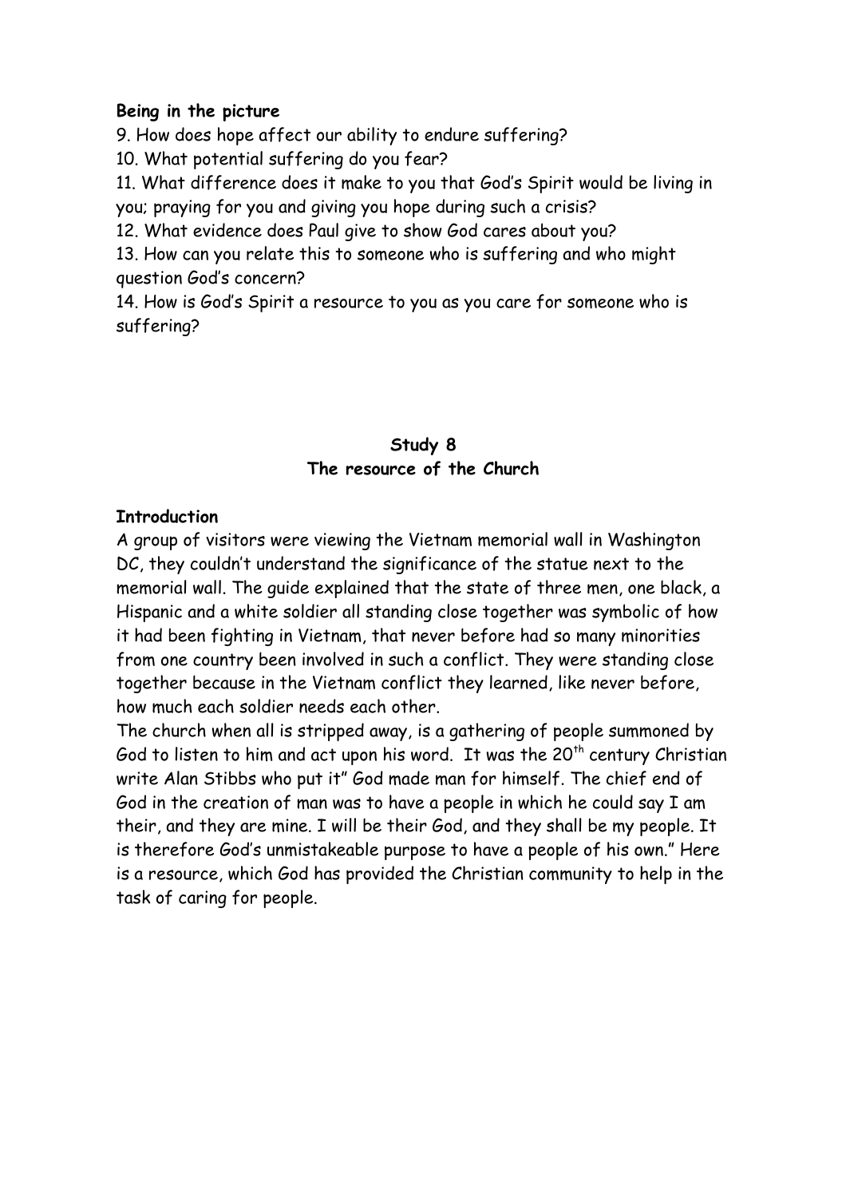**Being in the picture**

9. How does hope affect our ability to endure suffering?
10. What potential suffering do you fear?
11. What difference does it make to you that God's Spirit would be living in you; praying for you and giving you hope during such a crisis?
12. What evidence does Paul give to show God cares about you?
13. How can you relate this to someone who is suffering and who might question God's concern?
14. How is God's Spirit a resource to you as you care for someone who is suffering?

## Study 8
## The resource of the Church

**Introduction**

A group of visitors were viewing the Vietnam memorial wall in Washington DC, they couldn't understand the significance of the statue next to the memorial wall. The guide explained that the state of three men, one black, a Hispanic and a white soldier all standing close together was symbolic of how it had been fighting in Vietnam, that never before had so many minorities from one country been involved in such a conflict. They were standing close together because in the Vietnam conflict they learned, like never before, how much each soldier needs each other.

The church when all is stripped away, is a gathering of people summoned by God to listen to him and act upon his word. It was the 20th century Christian write Alan Stibbs who put it" God made man for himself. The chief end of God in the creation of man was to have a people in which he could say I am their, and they are mine. I will be their God, and they shall be my people. It is therefore God's unmistakeable purpose to have a people of his own." Here is a resource, which God has provided the Christian community to help in the task of caring for people.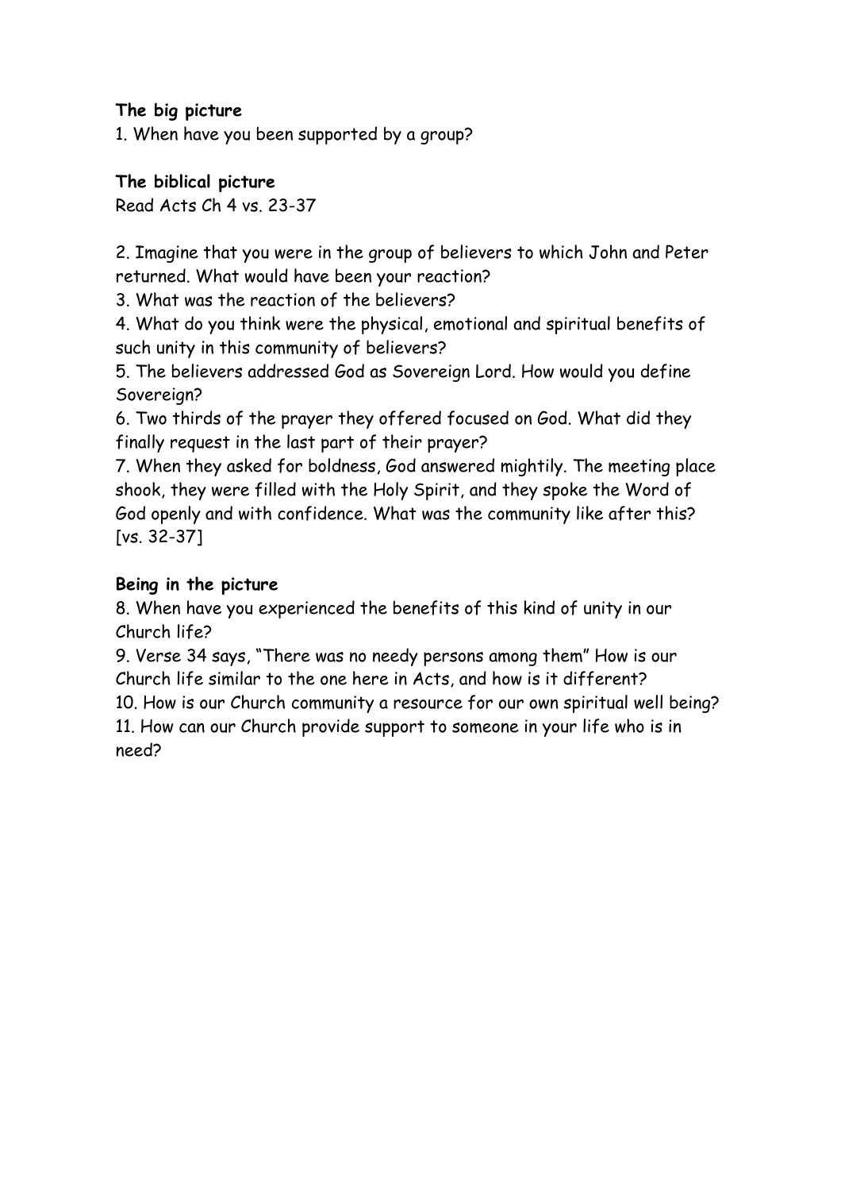**The big picture**

1. When have you been supported by a group?

**The biblical picture**

Read Acts Ch 4 vs. 23-37

2. Imagine that you were in the group of believers to which John and Peter returned. What would have been your reaction?
3. What was the reaction of the believers?
4. What do you think were the physical, emotional and spiritual benefits of such unity in this community of believers?
5. The believers addressed God as Sovereign Lord. How would you define Sovereign?
6. Two thirds of the prayer they offered focused on God. What did they finally request in the last part of their prayer?
7. When they asked for boldness, God answered mightily. The meeting place shook, they were filled with the Holy Spirit, and they spoke the Word of God openly and with confidence. What was the community like after this? [vs. 32-37]

**Being in the picture**

8. When have you experienced the benefits of this kind of unity in our Church life?
9. Verse 34 says, "There was no needy persons among them" How is our Church life similar to the one here in Acts, and how is it different?
10. How is our Church community a resource for our own spiritual well being?
11. How can our Church provide support to someone in your life who is in need?